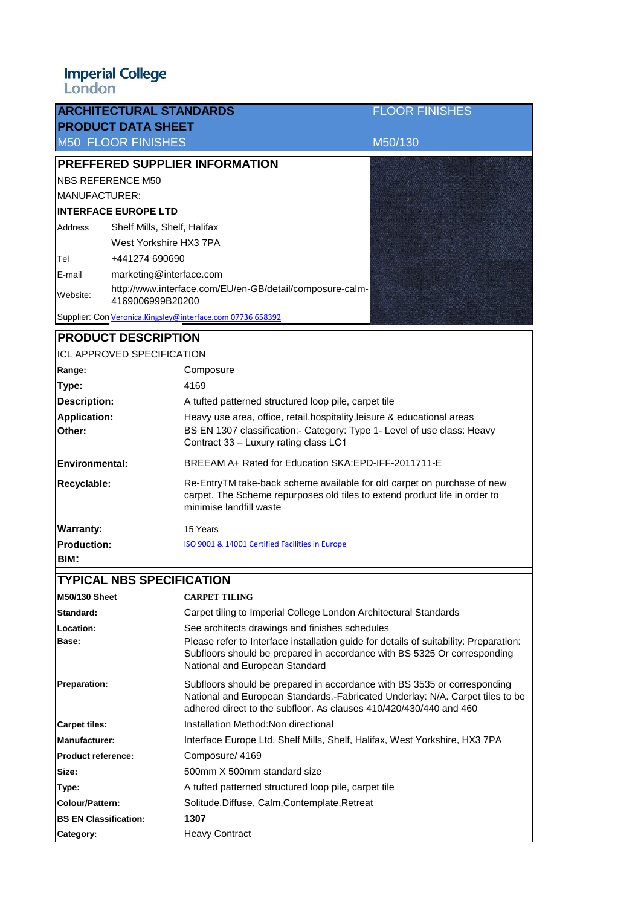Imperial College London

| | |
|---|---|
| **ARCHITECTURAL STANDARDS** | FLOOR FINISHES |
| **PRODUCT DATA SHEET** | |
| M50 FLOOR FINISHES | M50/130 |

## PREFFERED SUPPLIER INFORMATION

NBS REFERENCE M50

MANUFACTURER:

**INTERFACE EUROPE LTD**

| | |
|---|---|
| Address | Shelf Mills, Shelf, Halifax |
| | West Yorkshire HX3 7PA |
| Tel | +441274 690690 |
| E-mail | marketing@interface.com |
| Website: | http://www.interface.com/EU/en-GB/detail/composure-calm-4169006999B20200 |

Supplier: Con Veronica.Kingsley@interface.com 07736 658392

## PRODUCT DESCRIPTION

ICL APPROVED SPECIFICATION

| | |
|---|---|
| **Range:** | Composure |
| **Type:** | 4169 |
| **Description:** | A tufted patterned structured loop pile, carpet tile |
| **Application:** | Heavy use area, office, retail,hospitality,leisure & educational areas |
| **Other:** | BS EN 1307 classification:- Category: Type 1- Level of use class: Heavy Contract 33 – Luxury rating class LC1 |
| **Environmental:** | BREEAM A+ Rated for Education SKA:EPD-IFF-2011711-E |
| **Recyclable:** | Re-EntryTM take-back scheme available for old carpet on purchase of new carpet. The Scheme repurposes old tiles to extend product life in order to minimise landfill waste |
| **Warranty:** | 15 Years |
| **Production:** | ISO 9001 & 14001 Certified Facilities in Europe |
| **BIM:** | |

## TYPICAL NBS SPECIFICATION

| | |
|---|---|
| **M50/130 Sheet** | **CARPET TILING** |
| **Standard:** | Carpet tiling to Imperial College London Architectural Standards |
| **Location:** | See architects drawings and finishes schedules |
| **Base:** | Please refer to Interface installation guide for details of suitability: Preparation: Subfloors should be prepared in accordance with BS 5325 Or corresponding National and European Standard |
| **Preparation:** | Subfloors should be prepared in accordance with BS 3535 or corresponding National and European Standards.-Fabricated Underlay: N/A. Carpet tiles to be adhered direct to the subfloor. As clauses 410/420/430/440 and 460 |
| **Carpet tiles:** | Installation Method:Non directional |
| **Manufacturer:** | Interface Europe Ltd, Shelf Mills, Shelf, Halifax, West Yorkshire, HX3 7PA |
| **Product reference:** | Composure/ 4169 |
| **Size:** | 500mm X 500mm standard size |
| **Type:** | A tufted patterned structured loop pile, carpet tile |
| **Colour/Pattern:** | Solitude,Diffuse, Calm,Contemplate,Retreat |
| **BS EN Classification:** | **1307** |
| **Category:** | Heavy Contract |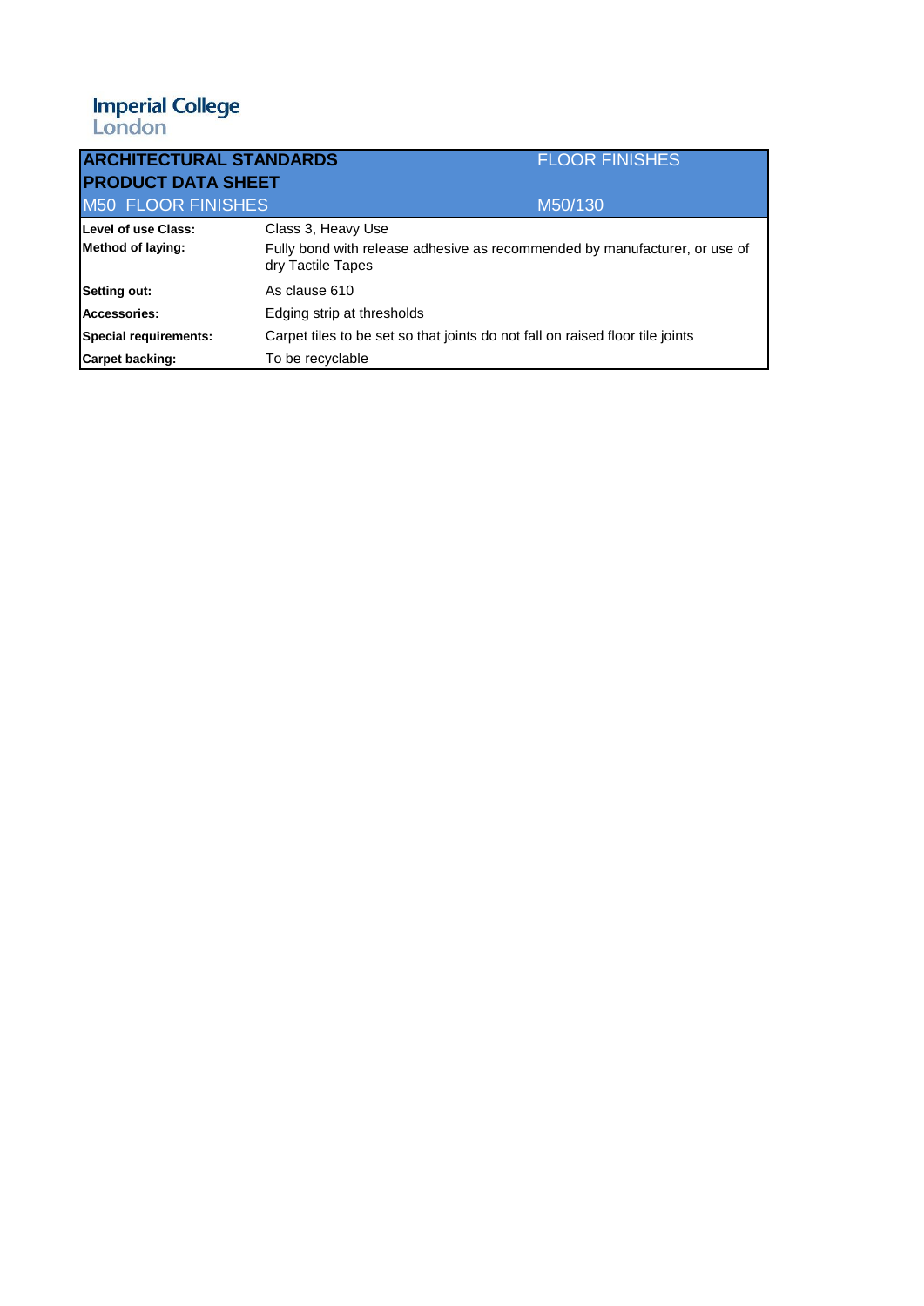Imperial College London

| ARCHITECTURAL STANDARDS | FLOOR FINISHES |
|---|---|
| PRODUCT DATA SHEET | |
| M50 FLOOR FINISHES | M50/130 |

| | |
|---|---|
| **Level of use Class:** | Class 3, Heavy Use |
| **Method of laying:** | Fully bond with release adhesive as recommended by manufacturer, or use of dry Tactile Tapes |
| **Setting out:** | As clause 610 |
| **Accessories:** | Edging strip at thresholds |
| **Special requirements:** | Carpet tiles to be set so that joints do not fall on raised floor tile joints |
| **Carpet backing:** | To be recyclable |